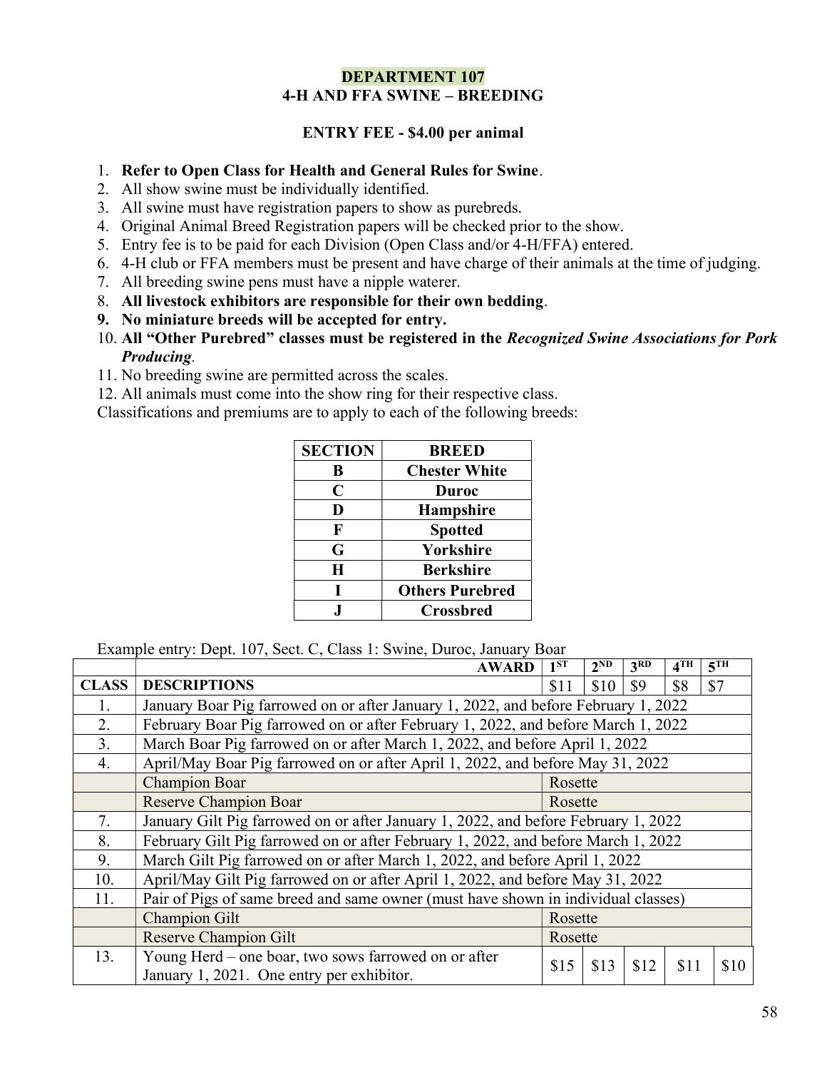# DEPARTMENT 107
## 4-H AND FFA SWINE – BREEDING

**ENTRY FEE - $4.00 per animal**

1. **Refer to Open Class for Health and General Rules for Swine**.
2. All show swine must be individually identified.
3. All swine must have registration papers to show as purebreds.
4. Original Animal Breed Registration papers will be checked prior to the show.
5. Entry fee is to be paid for each Division (Open Class and/or 4-H/FFA) entered.
6. 4-H club or FFA members must be present and have charge of their animals at the time of judging.
7. All breeding swine pens must have a nipple waterer.
8. **All livestock exhibitors are responsible for their own bedding**.
9. **No miniature breeds will be accepted for entry.**
10. **All "Other Purebred" classes must be registered in the *Recognized Swine Associations for Pork Producing*.**
11. No breeding swine are permitted across the scales.
12. All animals must come into the show ring for their respective class.

Classifications and premiums are to apply to each of the following breeds:

| SECTION | BREED |
|---|---|
| B | Chester White |
| C | Duroc |
| D | Hampshire |
| F | Spotted |
| G | Yorkshire |
| H | Berkshire |
| I | Others Purebred |
| J | Crossbred |

Example entry: Dept. 107, Sect. C, Class 1: Swine, Duroc, January Boar

| | AWARD | 1ST | 2ND | 3RD | 4TH | 5TH |
|---|---|---|---|---|---|---|
| CLASS | DESCRIPTIONS | $11 | $10 | $9 | $8 | $7 |
| 1. | January Boar Pig farrowed on or after January 1, 2022, and before February 1, 2022 | | | | | |
| 2. | February Boar Pig farrowed on or after February 1, 2022, and before March 1, 2022 | | | | | |
| 3. | March Boar Pig farrowed on or after March 1, 2022, and before April 1, 2022 | | | | | |
| 4. | April/May Boar Pig farrowed on or after April 1, 2022, and before May 31, 2022 | | | | | |
| | Champion Boar | Rosette | | | | |
| | Reserve Champion Boar | Rosette | | | | |
| 7. | January Gilt Pig farrowed on or after January 1, 2022, and before February 1, 2022 | | | | | |
| 8. | February Gilt Pig farrowed on or after February 1, 2022, and before March 1, 2022 | | | | | |
| 9. | March Gilt Pig farrowed on or after March 1, 2022, and before April 1, 2022 | | | | | |
| 10. | April/May Gilt Pig farrowed on or after April 1, 2022, and before May 31, 2022 | | | | | |
| 11. | Pair of Pigs of same breed and same owner (must have shown in individual classes) | | | | | |
| | Champion Gilt | Rosette | | | | |
| | Reserve Champion Gilt | Rosette | | | | |
| 13. | Young Herd – one boar, two sows farrowed on or after January 1, 2021. One entry per exhibitor. | $15 | $13 | $12 | $11 | $10 |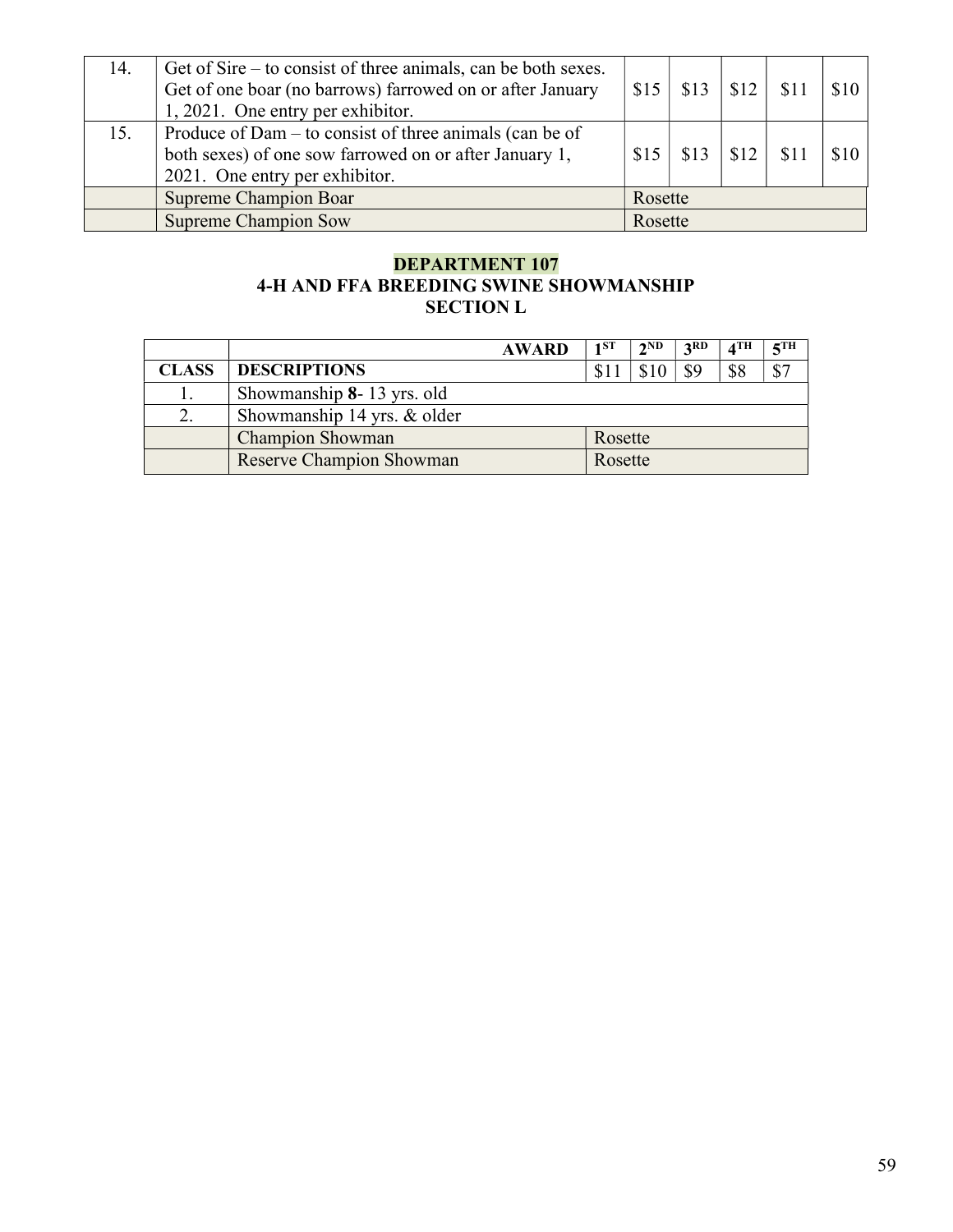| | | | | | | |
|---|---|---|---|---|---|---|
| 14. | Get of Sire – to consist of three animals, can be both sexes. Get of one boar (no barrows) farrowed on or after January 1, 2021. One entry per exhibitor. | $15 | $13 | $12 | $11 | $10 |
| 15. | Produce of Dam – to consist of three animals (can be of both sexes) of one sow farrowed on or after January 1, 2021. One entry per exhibitor. | $15 | $13 | $12 | $11 | $10 |
| | Supreme Champion Boar | Rosette | | | | |
| | Supreme Champion Sow | Rosette | | | | |

## DEPARTMENT 107
## 4-H AND FFA BREEDING SWINE SHOWMANSHIP
## SECTION L

| | AWARD | 1ST | 2ND | 3RD | 4TH | 5TH |
|---|---|---|---|---|---|---|
| **CLASS** | **DESCRIPTIONS** | $11 | $10 | $9 | $8 | $7 |
| 1. | Showmanship **8**- 13 yrs. old | | | | | |
| 2. | Showmanship 14 yrs. & older | | | | | |
| | Champion Showman | Rosette | | | | |
| | Reserve Champion Showman | Rosette | | | | |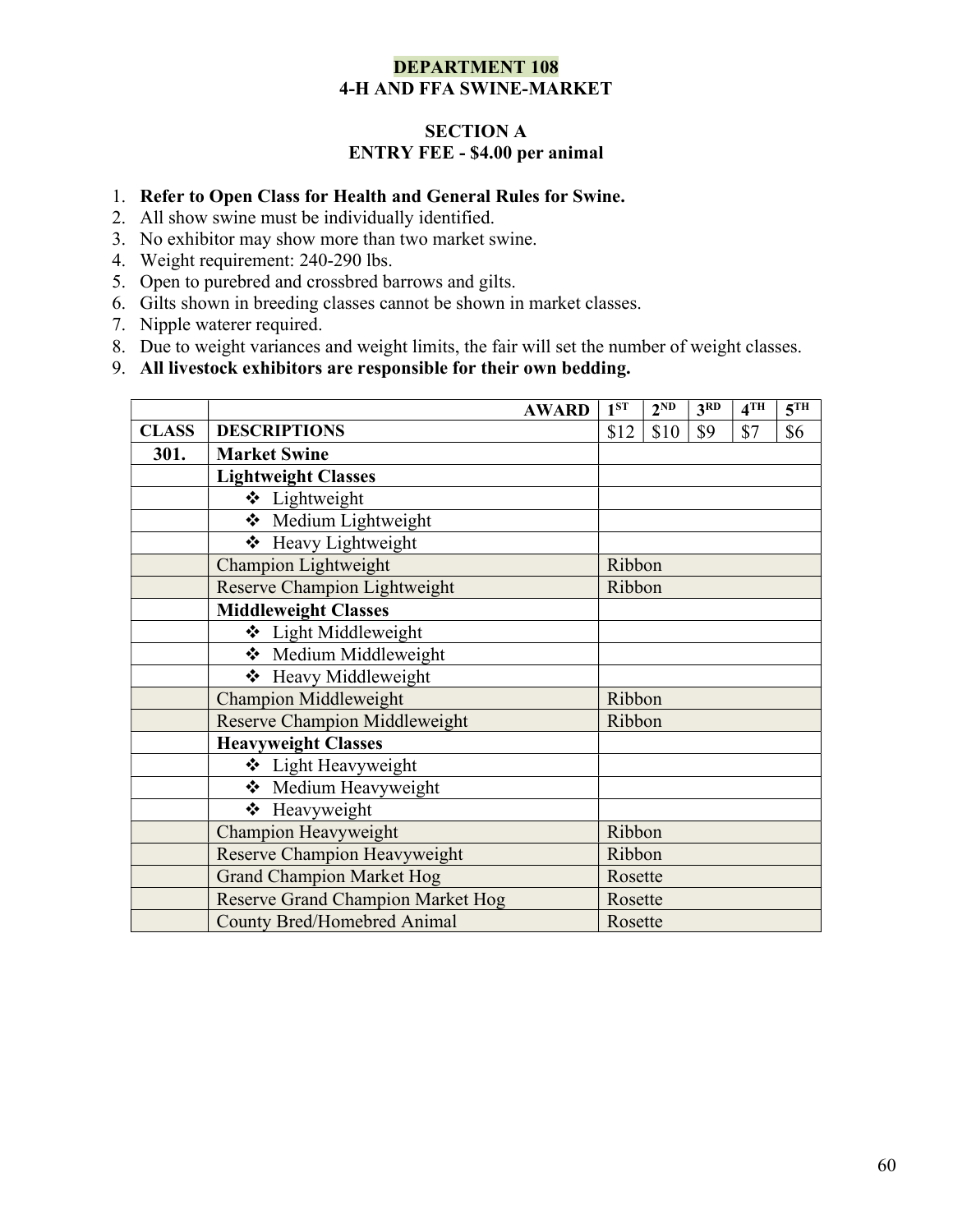# DEPARTMENT 108
## 4-H AND FFA SWINE-MARKET

### SECTION A
### ENTRY FEE - $4.00 per animal

1. **Refer to Open Class for Health and General Rules for Swine.**
2. All show swine must be individually identified.
3. No exhibitor may show more than two market swine.
4. Weight requirement: 240-290 lbs.
5. Open to purebred and crossbred barrows and gilts.
6. Gilts shown in breeding classes cannot be shown in market classes.
7. Nipple waterer required.
8. Due to weight variances and weight limits, the fair will set the number of weight classes.
9. **All livestock exhibitors are responsible for their own bedding.**

| | **AWARD** | **1ST** | **2ND** | **3RD** | **4TH** | **5TH** |
|---|---|---|---|---|---|---|
| **CLASS** | **DESCRIPTIONS** | $12 | $10 | $9 | $7 | $6 |
| **301.** | **Market Swine** | | | | | |
| | **Lightweight Classes** | | | | | |
| | ❖ Lightweight | | | | | |
| | ❖ Medium Lightweight | | | | | |
| | ❖ Heavy Lightweight | | | | | |
| | Champion Lightweight | Ribbon | | | | |
| | Reserve Champion Lightweight | Ribbon | | | | |
| | **Middleweight Classes** | | | | | |
| | ❖ Light Middleweight | | | | | |
| | ❖ Medium Middleweight | | | | | |
| | ❖ Heavy Middleweight | | | | | |
| | Champion Middleweight | Ribbon | | | | |
| | Reserve Champion Middleweight | Ribbon | | | | |
| | **Heavyweight Classes** | | | | | |
| | ❖ Light Heavyweight | | | | | |
| | ❖ Medium Heavyweight | | | | | |
| | ❖ Heavyweight | | | | | |
| | Champion Heavyweight | Ribbon | | | | |
| | Reserve Champion Heavyweight | Ribbon | | | | |
| | Grand Champion Market Hog | Rosette | | | | |
| | Reserve Grand Champion Market Hog | Rosette | | | | |
| | County Bred/Homebred Animal | Rosette | | | | |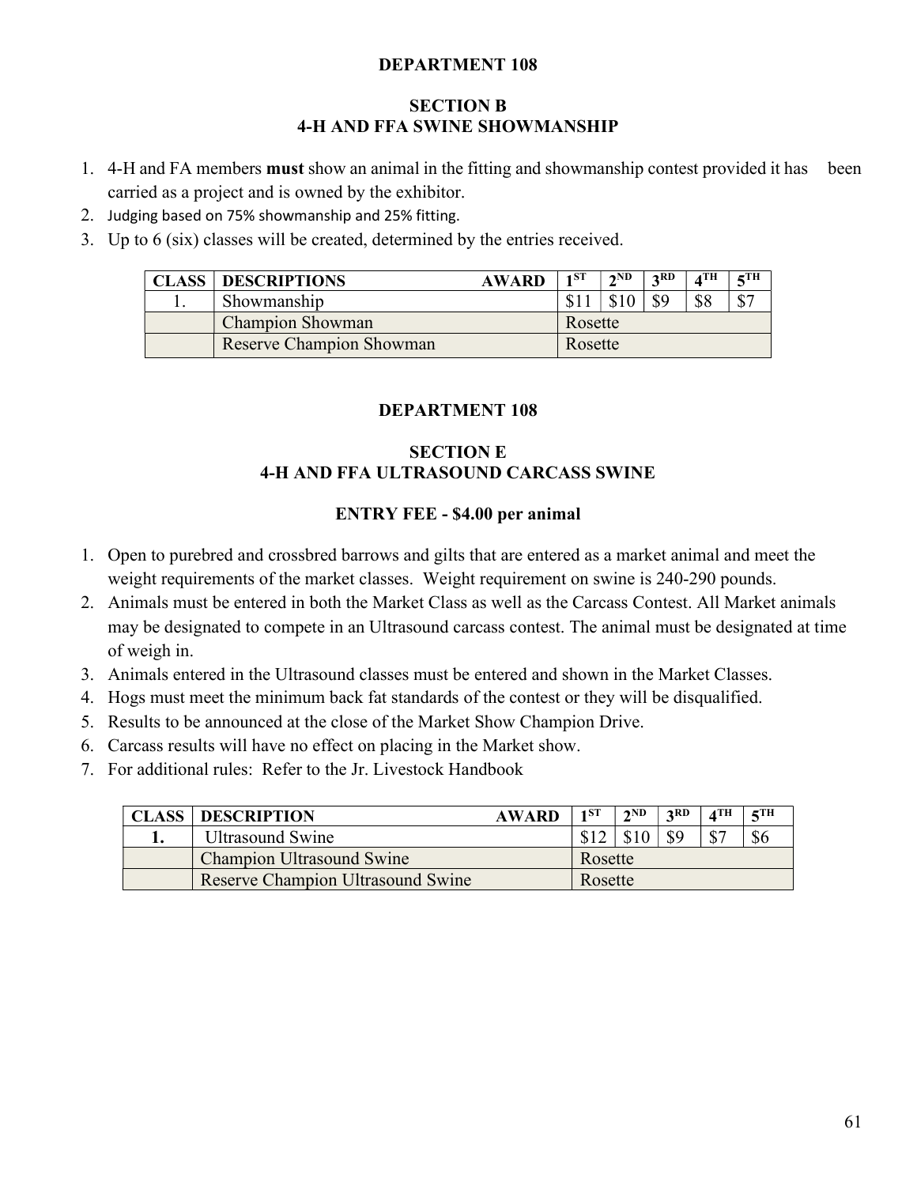## DEPARTMENT 108

### SECTION B
### 4-H AND FFA SWINE SHOWMANSHIP

1. 4-H and FA members **must** show an animal in the fitting and showmanship contest provided it has been carried as a project and is owned by the exhibitor.
2. Judging based on 75% showmanship and 25% fitting.
3. Up to 6 (six) classes will be created, determined by the entries received.

| CLASS | DESCRIPTIONS AWARD | 1ST | 2ND | 3RD | 4TH | 5TH |
|---|---|---|---|---|---|---|
| 1. | Showmanship | $11 | $10 | $9 | $8 | $7 |
| | Champion Showman | Rosette | | | | |
| | Reserve Champion Showman | Rosette | | | | |

## DEPARTMENT 108

### SECTION E
### 4-H AND FFA ULTRASOUND CARCASS SWINE

**ENTRY FEE - $4.00 per animal**

1. Open to purebred and crossbred barrows and gilts that are entered as a market animal and meet the weight requirements of the market classes. Weight requirement on swine is 240-290 pounds.
2. Animals must be entered in both the Market Class as well as the Carcass Contest. All Market animals may be designated to compete in an Ultrasound carcass contest. The animal must be designated at time of weigh in.
3. Animals entered in the Ultrasound classes must be entered and shown in the Market Classes.
4. Hogs must meet the minimum back fat standards of the contest or they will be disqualified.
5. Results to be announced at the close of the Market Show Champion Drive.
6. Carcass results will have no effect on placing in the Market show.
7. For additional rules: Refer to the Jr. Livestock Handbook

| CLASS | DESCRIPTION AWARD | 1ST | 2ND | 3RD | 4TH | 5TH |
|---|---|---|---|---|---|---|
| **1.** | Ultrasound Swine | $12 | $10 | $9 | $7 | $6 |
| | Champion Ultrasound Swine | Rosette | | | | |
| | Reserve Champion Ultrasound Swine | Rosette | | | | |